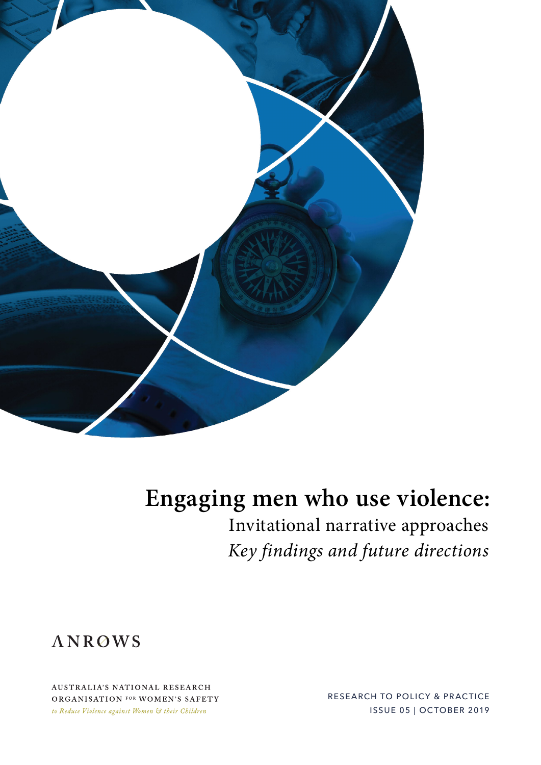# Engaging men who use violence:

## Invitational narrative approaches

*Key findings and future directions*

ANROWS

AUSTRALIA'S NATIONAL RESEARCH ORGANISATION FOR WOMEN'S SAFETY

*to Reduce Violence against Women & their Children*

RESEARCH TO POLICY & PRACTICE

ISSUE 05 | OCTOBER 2019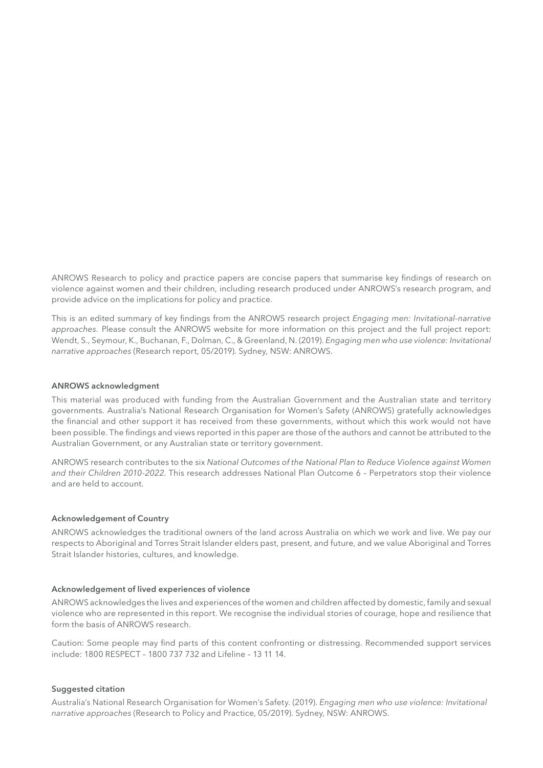ANROWS Research to policy and practice papers are concise papers that summarise key findings of research on violence against women and their children, including research produced under ANROWS's research program, and provide advice on the implications for policy and practice.

This is an edited summary of key findings from the ANROWS research project *Engaging men: Invitational-narrative approaches.* Please consult the ANROWS website for more information on this project and the full project report: Wendt, S., Seymour, K., Buchanan, F., Dolman, C., & Greenland, N. (2019). *Engaging men who use violence: Invitational narrative approaches* (Research report, 05/2019). Sydney, NSW: ANROWS.

#### ANROWS acknowledgment

This material was produced with funding from the Australian Government and the Australian state and territory governments. Australia's National Research Organisation for Women's Safety (ANROWS) gratefully acknowledges the financial and other support it has received from these governments, without which this work would not have been possible. The findings and views reported in this paper are those of the authors and cannot be attributed to the Australian Government, or any Australian state or territory government.

ANROWS research contributes to the six *National Outcomes of the National Plan to Reduce Violence against Women and their Children 2010-2022*. This research addresses National Plan Outcome 6 – Perpetrators stop their violence and are held to account.

#### Acknowledgement of Country

ANROWS acknowledges the traditional owners of the land across Australia on which we work and live. We pay our respects to Aboriginal and Torres Strait Islander elders past, present, and future, and we value Aboriginal and Torres Strait Islander histories, cultures, and knowledge.

#### Acknowledgement of lived experiences of violence

ANROWS acknowledges the lives and experiences of the women and children affected by domestic, family and sexual violence who are represented in this report. We recognise the individual stories of courage, hope and resilience that form the basis of ANROWS research.

Caution: Some people may find parts of this content confronting or distressing. Recommended support services include: 1800 RESPECT – 1800 737 732 and Lifeline – 13 11 14.

#### Suggested citation

Australia's National Research Organisation for Women's Safety. (2019). *Engaging men who use violence: Invitational narrative approaches* (Research to Policy and Practice, 05/2019). Sydney, NSW: ANROWS.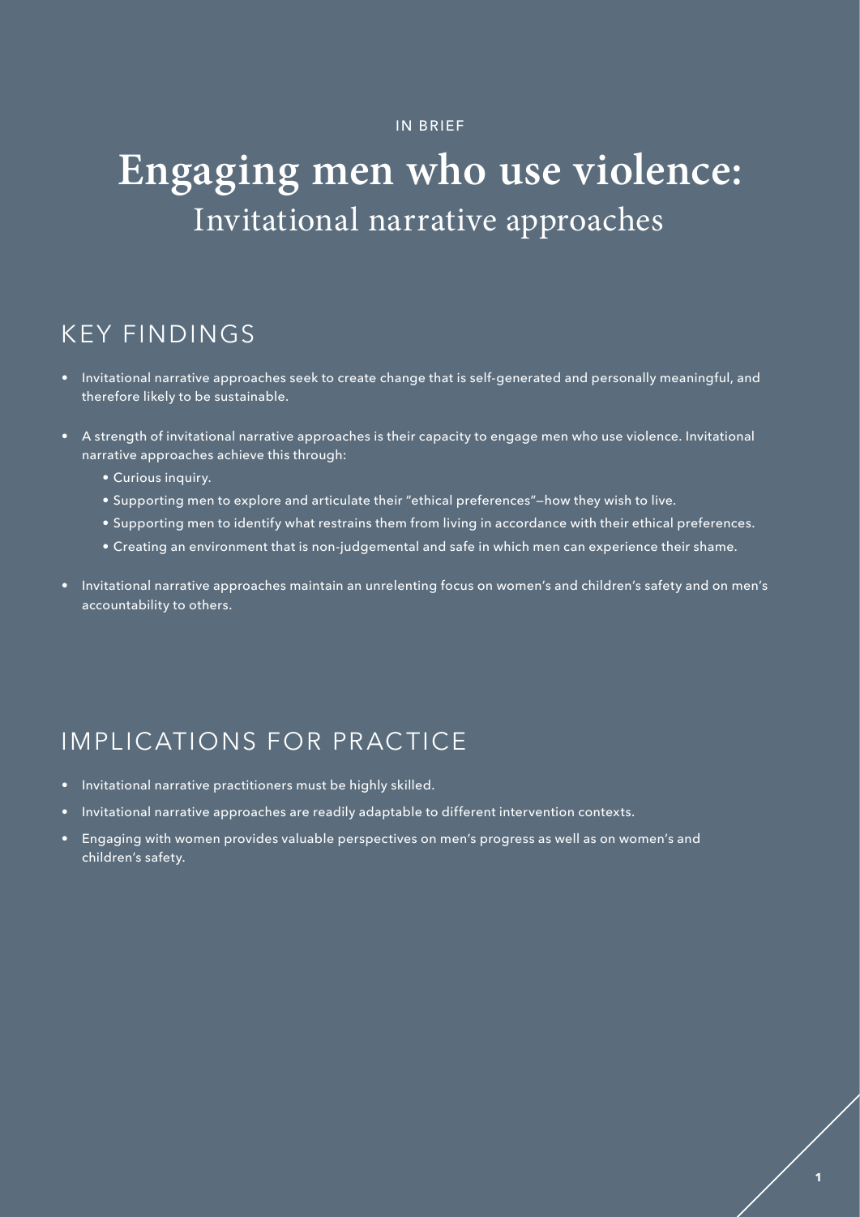IN BRIEF

# Engaging men who use violence: Invitational narrative approaches

## KEY FINDINGS

- Invitational narrative approaches seek to create change that is self-generated and personally meaningful, and therefore likely to be sustainable.
- A strength of invitational narrative approaches is their capacity to engage men who use violence. Invitational narrative approaches achieve this through:
  - Curious inquiry.
  - Supporting men to explore and articulate their "ethical preferences"—how they wish to live.
  - Supporting men to identify what restrains them from living in accordance with their ethical preferences.
  - Creating an environment that is non-judgemental and safe in which men can experience their shame.
- Invitational narrative approaches maintain an unrelenting focus on women's and children's safety and on men's accountability to others.

## IMPLICATIONS FOR PRACTICE

- Invitational narrative practitioners must be highly skilled.
- Invitational narrative approaches are readily adaptable to different intervention contexts.
- Engaging with women provides valuable perspectives on men's progress as well as on women's and children's safety.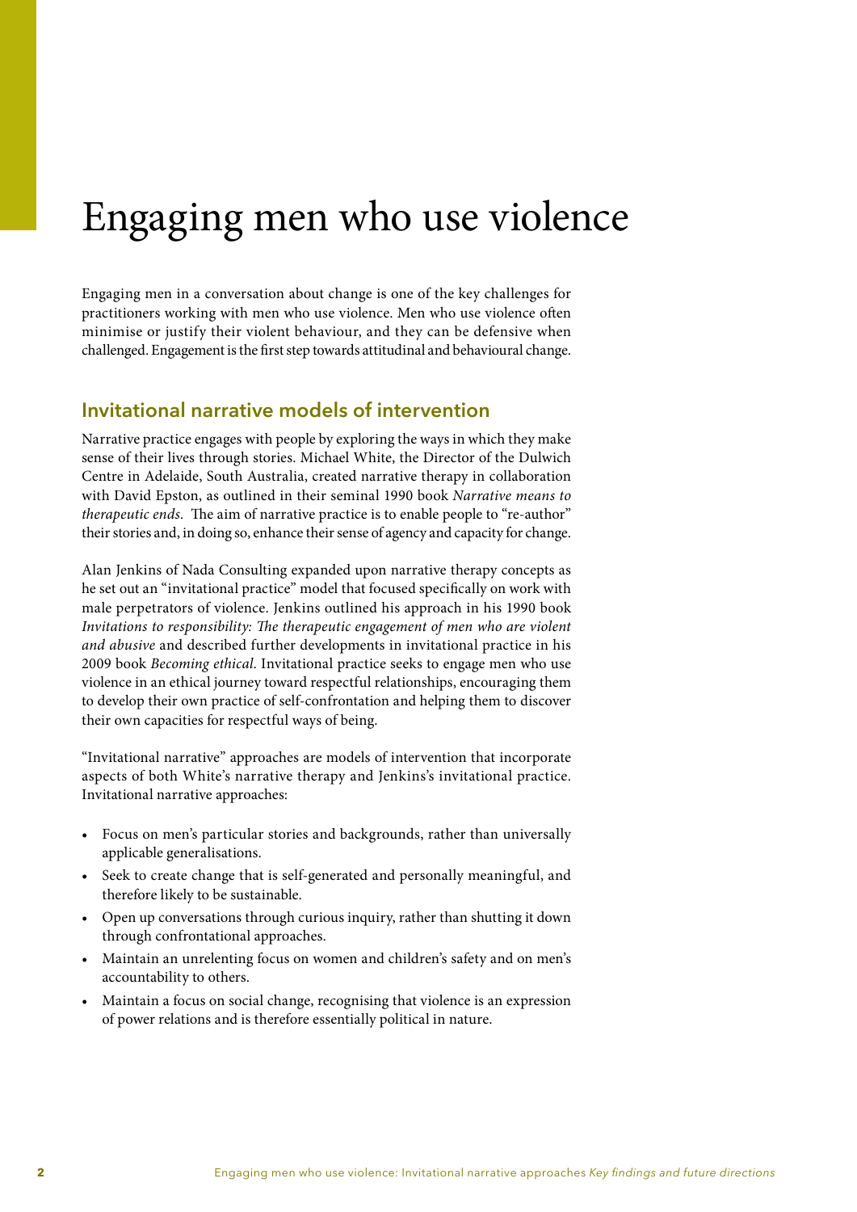# Engaging men who use violence

Engaging men in a conversation about change is one of the key challenges for practitioners working with men who use violence. Men who use violence often minimise or justify their violent behaviour, and they can be defensive when challenged. Engagement is the first step towards attitudinal and behavioural change.

## Invitational narrative models of intervention

Narrative practice engages with people by exploring the ways in which they make sense of their lives through stories. Michael White, the Director of the Dulwich Centre in Adelaide, South Australia, created narrative therapy in collaboration with David Epston, as outlined in their seminal 1990 book *Narrative means to therapeutic ends*. The aim of narrative practice is to enable people to "re-author" their stories and, in doing so, enhance their sense of agency and capacity for change.

Alan Jenkins of Nada Consulting expanded upon narrative therapy concepts as he set out an "invitational practice" model that focused specifically on work with male perpetrators of violence. Jenkins outlined his approach in his 1990 book *Invitations to responsibility: The therapeutic engagement of men who are violent and abusive* and described further developments in invitational practice in his 2009 book *Becoming ethical*. Invitational practice seeks to engage men who use violence in an ethical journey toward respectful relationships, encouraging them to develop their own practice of self-confrontation and helping them to discover their own capacities for respectful ways of being.

"Invitational narrative" approaches are models of intervention that incorporate aspects of both White's narrative therapy and Jenkins's invitational practice. Invitational narrative approaches:

- Focus on men's particular stories and backgrounds, rather than universally applicable generalisations.
- Seek to create change that is self-generated and personally meaningful, and therefore likely to be sustainable.
- Open up conversations through curious inquiry, rather than shutting it down through confrontational approaches.
- Maintain an unrelenting focus on women and children's safety and on men's accountability to others.
- Maintain a focus on social change, recognising that violence is an expression of power relations and is therefore essentially political in nature.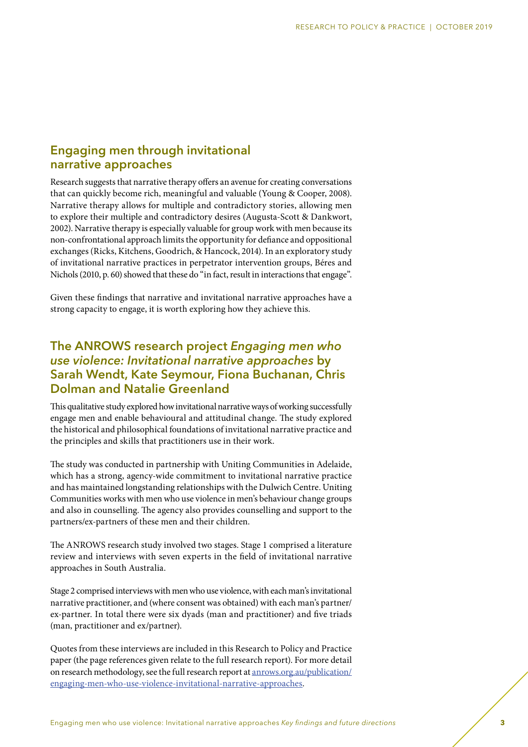## Engaging men through invitational narrative approaches

Research suggests that narrative therapy offers an avenue for creating conversations that can quickly become rich, meaningful and valuable (Young & Cooper, 2008). Narrative therapy allows for multiple and contradictory stories, allowing men to explore their multiple and contradictory desires (Augusta-Scott & Dankwort, 2002). Narrative therapy is especially valuable for group work with men because its non-confrontational approach limits the opportunity for defiance and oppositional exchanges (Ricks, Kitchens, Goodrich, & Hancock, 2014). In an exploratory study of invitational narrative practices in perpetrator intervention groups, Béres and Nichols (2010, p. 60) showed that these do "in fact, result in interactions that engage".

Given these findings that narrative and invitational narrative approaches have a strong capacity to engage, it is worth exploring how they achieve this.

## The ANROWS research project *Engaging men who use violence: Invitational narrative approaches* by Sarah Wendt, Kate Seymour, Fiona Buchanan, Chris Dolman and Natalie Greenland

This qualitative study explored how invitational narrative ways of working successfully engage men and enable behavioural and attitudinal change. The study explored the historical and philosophical foundations of invitational narrative practice and the principles and skills that practitioners use in their work.

The study was conducted in partnership with Uniting Communities in Adelaide, which has a strong, agency-wide commitment to invitational narrative practice and has maintained longstanding relationships with the Dulwich Centre. Uniting Communities works with men who use violence in men's behaviour change groups and also in counselling. The agency also provides counselling and support to the partners/ex-partners of these men and their children.

The ANROWS research study involved two stages. Stage 1 comprised a literature review and interviews with seven experts in the field of invitational narrative approaches in South Australia.

Stage 2 comprised interviews with men who use violence, with each man's invitational narrative practitioner, and (where consent was obtained) with each man's partner/ex-partner. In total there were six dyads (man and practitioner) and five triads (man, practitioner and ex/partner).

Quotes from these interviews are included in this Research to Policy and Practice paper (the page references given relate to the full research report). For more detail on research methodology, see the full research report at [anrows.org.au/publication/engaging-men-who-use-violence-invitational-narrative-approaches](anrows.org.au/publication/engaging-men-who-use-violence-invitational-narrative-approaches).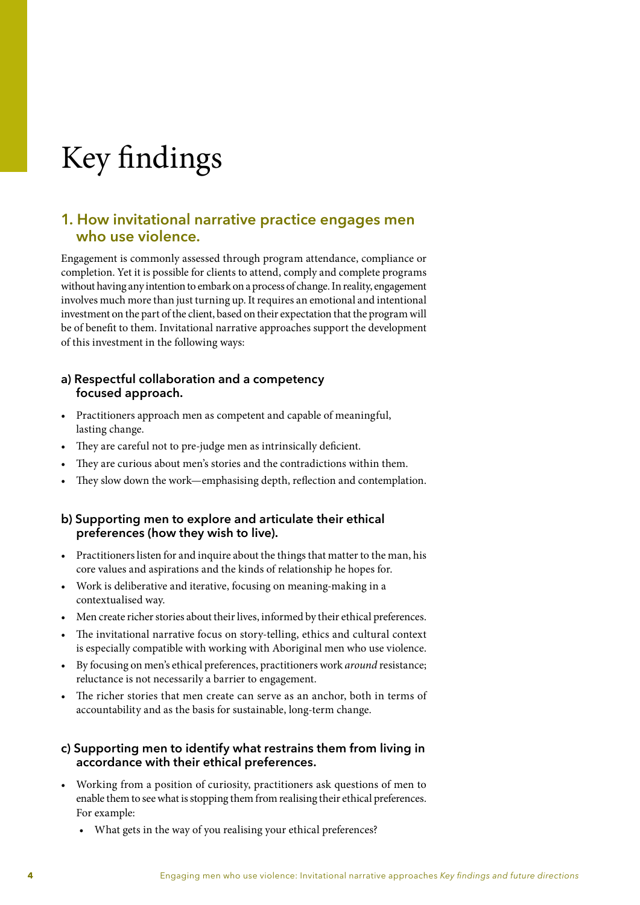# Key findings

## 1. How invitational narrative practice engages men who use violence.

Engagement is commonly assessed through program attendance, compliance or completion. Yet it is possible for clients to attend, comply and complete programs without having any intention to embark on a process of change. In reality, engagement involves much more than just turning up. It requires an emotional and intentional investment on the part of the client, based on their expectation that the program will be of benefit to them. Invitational narrative approaches support the development of this investment in the following ways:

### a) Respectful collaboration and a competency focused approach.

- Practitioners approach men as competent and capable of meaningful, lasting change.
- They are careful not to pre-judge men as intrinsically deficient.
- They are curious about men's stories and the contradictions within them.
- They slow down the work—emphasising depth, reflection and contemplation.

### b) Supporting men to explore and articulate their ethical preferences (how they wish to live).

- Practitioners listen for and inquire about the things that matter to the man, his core values and aspirations and the kinds of relationship he hopes for.
- Work is deliberative and iterative, focusing on meaning-making in a contextualised way.
- Men create richer stories about their lives, informed by their ethical preferences.
- The invitational narrative focus on story-telling, ethics and cultural context is especially compatible with working with Aboriginal men who use violence.
- By focusing on men's ethical preferences, practitioners work *around* resistance; reluctance is not necessarily a barrier to engagement.
- The richer stories that men create can serve as an anchor, both in terms of accountability and as the basis for sustainable, long-term change.

### c) Supporting men to identify what restrains them from living in accordance with their ethical preferences.

- Working from a position of curiosity, practitioners ask questions of men to enable them to see what is stopping them from realising their ethical preferences. For example:
  - What gets in the way of you realising your ethical preferences?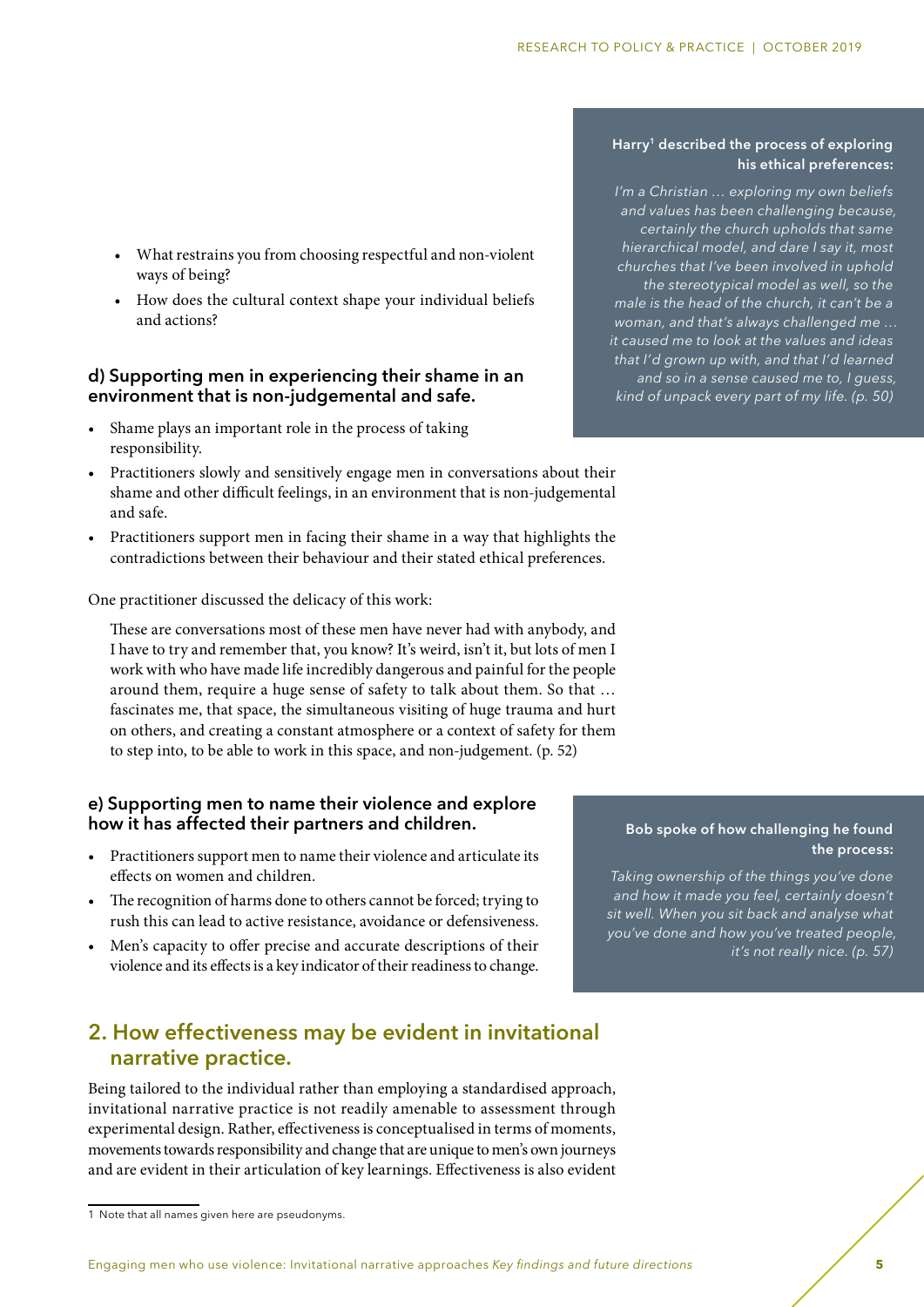- What restrains you from choosing respectful and non-violent ways of being?
- How does the cultural context shape your individual beliefs and actions?

**Harry[1] described the process of exploring his ethical preferences:**

*I'm a Christian … exploring my own beliefs and values has been challenging because, certainly the church upholds that same hierarchical model, and dare I say it, most churches that I've been involved in uphold the stereotypical model as well, so the male is the head of the church, it can't be a woman, and that's always challenged me … it caused me to look at the values and ideas that I'd grown up with, and that I'd learned and so in a sense caused me to, I guess, kind of unpack every part of my life. (p. 50)*

### d) Supporting men in experiencing their shame in an environment that is non-judgemental and safe.

- Shame plays an important role in the process of taking responsibility.
- Practitioners slowly and sensitively engage men in conversations about their shame and other difficult feelings, in an environment that is non-judgemental and safe.
- Practitioners support men in facing their shame in a way that highlights the contradictions between their behaviour and their stated ethical preferences.

One practitioner discussed the delicacy of this work:

> These are conversations most of these men have never had with anybody, and I have to try and remember that, you know? It's weird, isn't it, but lots of men I work with who have made life incredibly dangerous and painful for the people around them, require a huge sense of safety to talk about them. So that … fascinates me, that space, the simultaneous visiting of huge trauma and hurt on others, and creating a constant atmosphere or a context of safety for them to step into, to be able to work in this space, and non-judgement. (p. 52)

### e) Supporting men to name their violence and explore how it has affected their partners and children.

- Practitioners support men to name their violence and articulate its effects on women and children.
- The recognition of harms done to others cannot be forced; trying to rush this can lead to active resistance, avoidance or defensiveness.
- Men's capacity to offer precise and accurate descriptions of their violence and its effects is a key indicator of their readiness to change.

**Bob spoke of how challenging he found the process:**

*Taking ownership of the things you've done and how it made you feel, certainly doesn't sit well. When you sit back and analyse what you've done and how you've treated people, it's not really nice. (p. 57)*

## 2. How effectiveness may be evident in invitational narrative practice.

Being tailored to the individual rather than employing a standardised approach, invitational narrative practice is not readily amenable to assessment through experimental design. Rather, effectiveness is conceptualised in terms of moments, movements towards responsibility and change that are unique to men's own journeys and are evident in their articulation of key learnings. Effectiveness is also evident

[1] Note that all names given here are pseudonyms.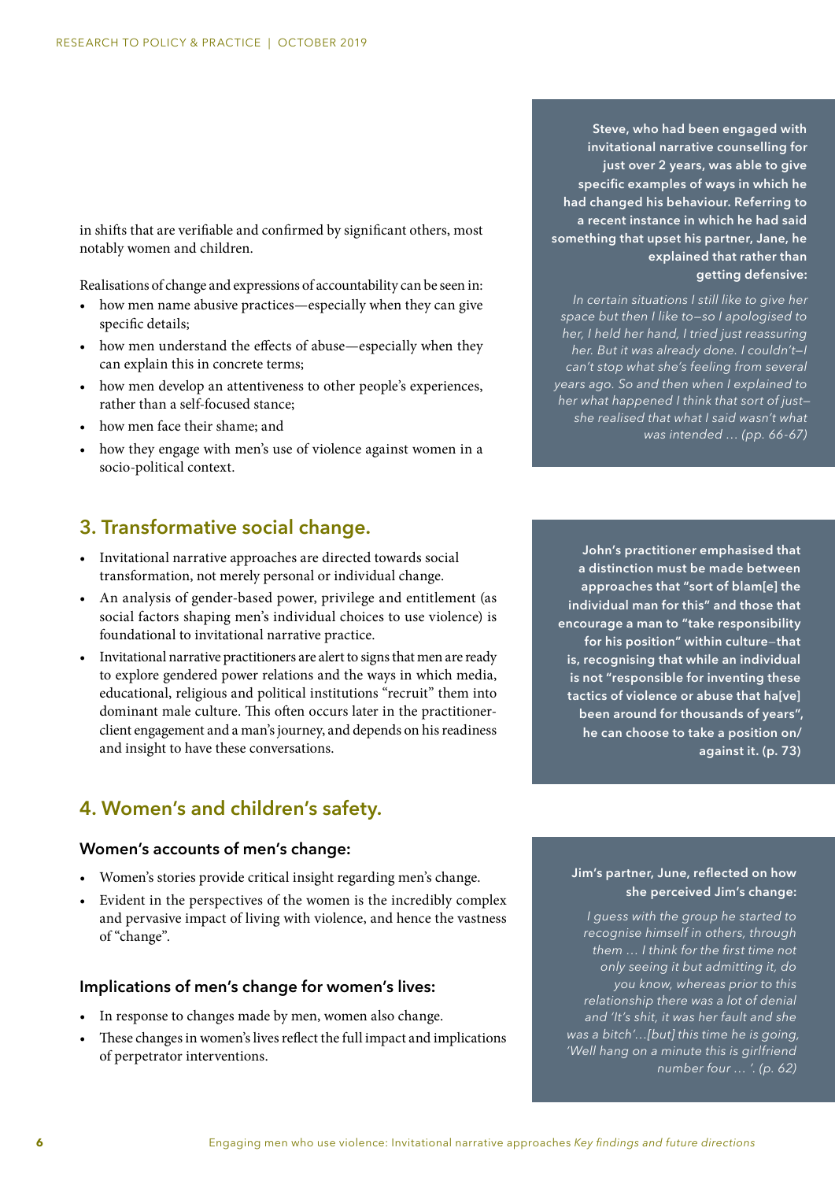in shifts that are verifiable and confirmed by significant others, most notably women and children.

Realisations of change and expressions of accountability can be seen in:

- how men name abusive practices—especially when they can give specific details;
- how men understand the effects of abuse—especially when they can explain this in concrete terms;
- how men develop an attentiveness to other people's experiences, rather than a self-focused stance;
- how men face their shame; and
- how they engage with men's use of violence against women in a socio-political context.

**Steve, who had been engaged with invitational narrative counselling for just over 2 years, was able to give specific examples of ways in which he had changed his behaviour. Referring to a recent instance in which he had said something that upset his partner, Jane, he explained that rather than getting defensive:**

*In certain situations I still like to give her space but then I like to—so I apologised to her, I held her hand, I tried just reassuring her. But it was already done. I couldn't—I can't stop what she's feeling from several years ago. So and then when I explained to her what happened I think that sort of just—she realised that what I said wasn't what was intended … (pp. 66-67)*

## 3. Transformative social change.

- Invitational narrative approaches are directed towards social transformation, not merely personal or individual change.
- An analysis of gender-based power, privilege and entitlement (as social factors shaping men's individual choices to use violence) is foundational to invitational narrative practice.
- Invitational narrative practitioners are alert to signs that men are ready to explore gendered power relations and the ways in which media, educational, religious and political institutions "recruit" them into dominant male culture. This often occurs later in the practitioner-client engagement and a man's journey, and depends on his readiness and insight to have these conversations.

**John's practitioner emphasised that a distinction must be made between approaches that "sort of blam[e] the individual man for this" and those that encourage a man to "take responsibility for his position" within culture—that is, recognising that while an individual is not "responsible for inventing these tactics of violence or abuse that ha[ve] been around for thousands of years", he can choose to take a position on/against it. (p. 73)**

## 4. Women's and children's safety.

### Women's accounts of men's change:

- Women's stories provide critical insight regarding men's change.
- Evident in the perspectives of the women is the incredibly complex and pervasive impact of living with violence, and hence the vastness of "change".

### Implications of men's change for women's lives:

- In response to changes made by men, women also change.
- These changes in women's lives reflect the full impact and implications of perpetrator interventions.

**Jim's partner, June, reflected on how she perceived Jim's change:**

*I guess with the group he started to recognise himself in others, through them … I think for the first time not only seeing it but admitting it, do you know, whereas prior to this relationship there was a lot of denial and 'It's shit, it was her fault and she was a bitch'…[but] this time he is going, 'Well hang on a minute this is girlfriend number four … '. (p. 62)*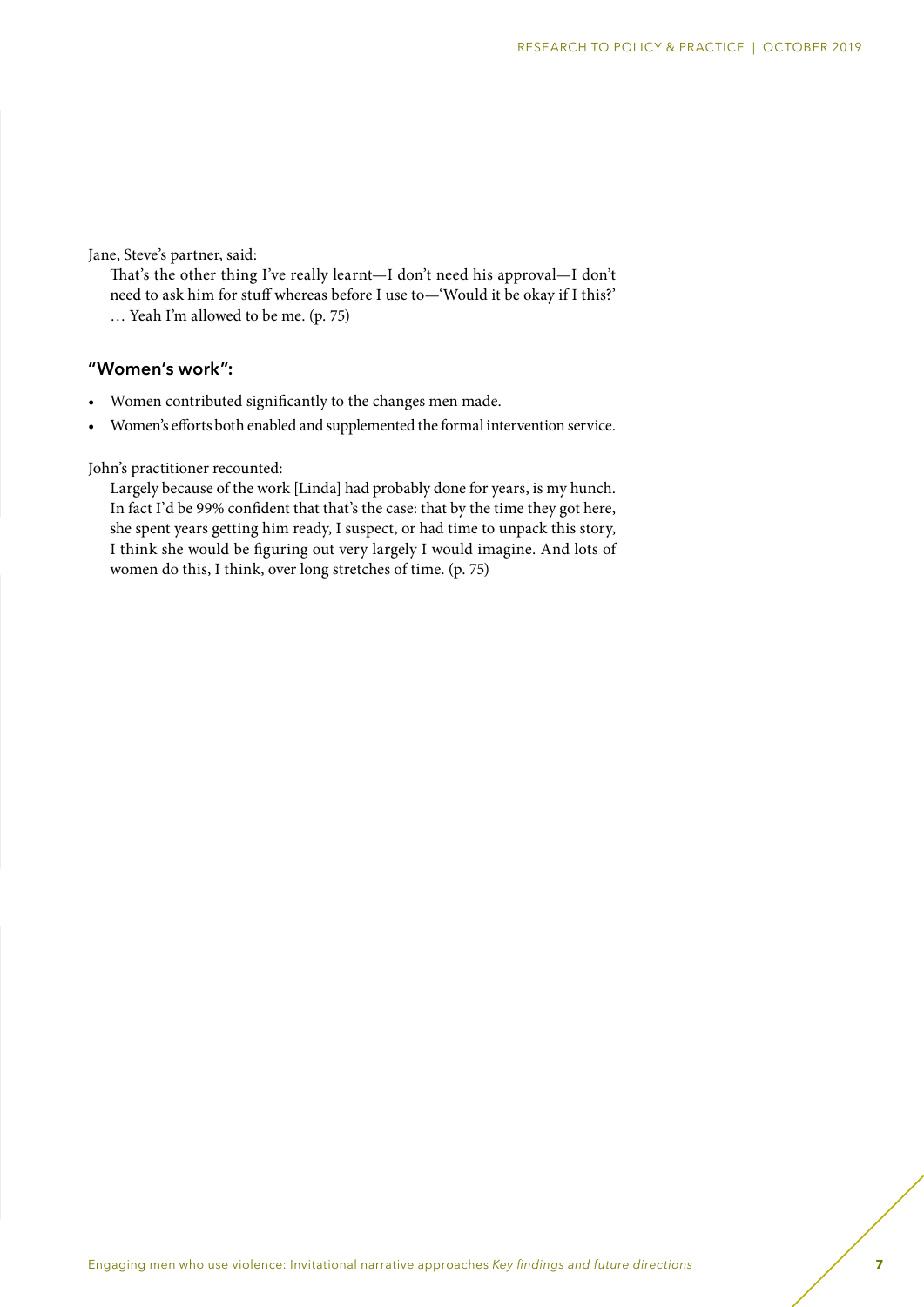Jane, Steve's partner, said:

> That's the other thing I've really learnt—I don't need his approval—I don't need to ask him for stuff whereas before I use to—'Would it be okay if I this?' … Yeah I'm allowed to be me. (p. 75)

### "Women's work":

- Women contributed significantly to the changes men made.
- Women's efforts both enabled and supplemented the formal intervention service.

John's practitioner recounted:

> Largely because of the work [Linda] had probably done for years, is my hunch. In fact I'd be 99% confident that that's the case: that by the time they got here, she spent years getting him ready, I suspect, or had time to unpack this story, I think she would be figuring out very largely I would imagine. And lots of women do this, I think, over long stretches of time. (p. 75)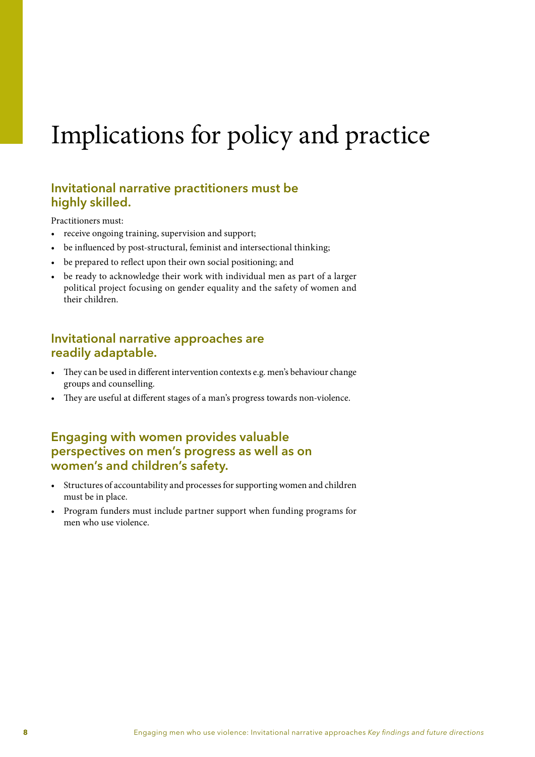# Implications for policy and practice

## Invitational narrative practitioners must be highly skilled.

Practitioners must:

- receive ongoing training, supervision and support;
- be influenced by post-structural, feminist and intersectional thinking;
- be prepared to reflect upon their own social positioning; and
- be ready to acknowledge their work with individual men as part of a larger political project focusing on gender equality and the safety of women and their children.

## Invitational narrative approaches are readily adaptable.

- They can be used in different intervention contexts e.g. men's behaviour change groups and counselling.
- They are useful at different stages of a man's progress towards non-violence.

## Engaging with women provides valuable perspectives on men's progress as well as on women's and children's safety.

- Structures of accountability and processes for supporting women and children must be in place.
- Program funders must include partner support when funding programs for men who use violence.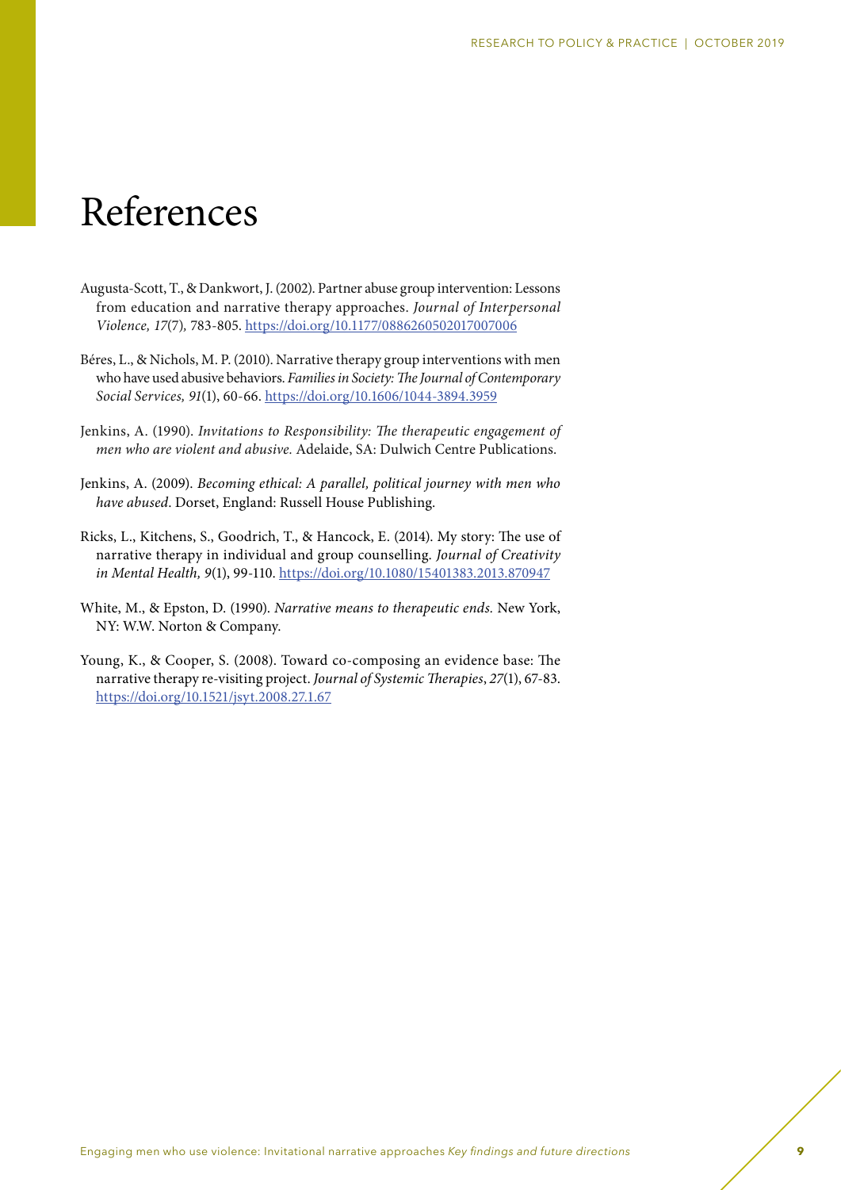# References

Augusta-Scott, T., & Dankwort, J. (2002). Partner abuse group intervention: Lessons from education and narrative therapy approaches. *Journal of Interpersonal Violence, 17*(7), 783-805. https://doi.org/10.1177/0886260502017007006

Béres, L., & Nichols, M. P. (2010). Narrative therapy group interventions with men who have used abusive behaviors. *Families in Society: The Journal of Contemporary Social Services, 91*(1), 60-66. https://doi.org/10.1606/1044-3894.3959

Jenkins, A. (1990). *Invitations to Responsibility: The therapeutic engagement of men who are violent and abusive.* Adelaide, SA: Dulwich Centre Publications.

Jenkins, A. (2009). *Becoming ethical: A parallel, political journey with men who have abused*. Dorset, England: Russell House Publishing.

Ricks, L., Kitchens, S., Goodrich, T., & Hancock, E. (2014). My story: The use of narrative therapy in individual and group counselling. *Journal of Creativity in Mental Health, 9*(1), 99-110. https://doi.org/10.1080/15401383.2013.870947

White, M., & Epston, D. (1990). *Narrative means to therapeutic ends.* New York, NY: W.W. Norton & Company.

Young, K., & Cooper, S. (2008). Toward co-composing an evidence base: The narrative therapy re-visiting project. *Journal of Systemic Therapies*, *27*(1), 67-83. https://doi.org/10.1521/jsyt.2008.27.1.67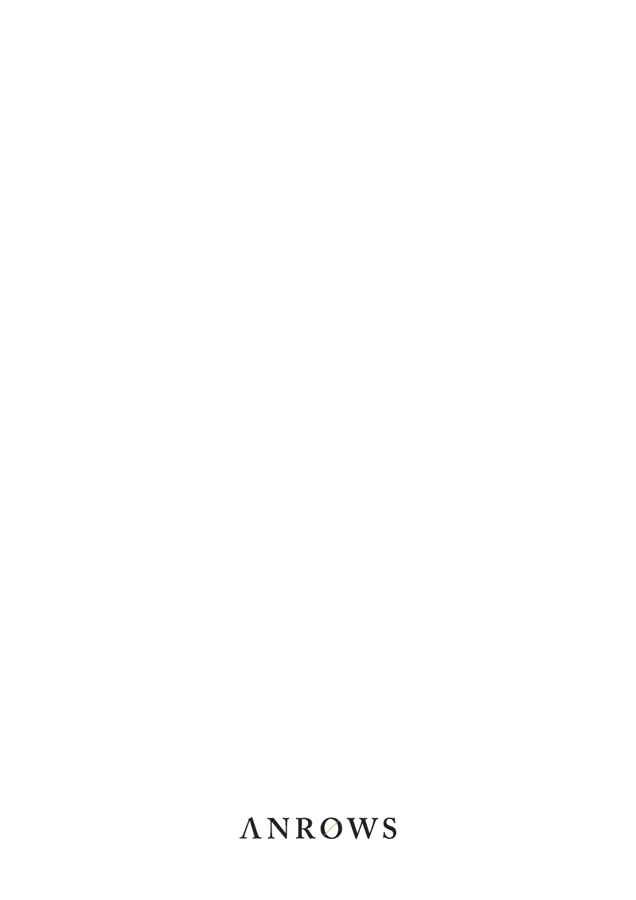ANROWS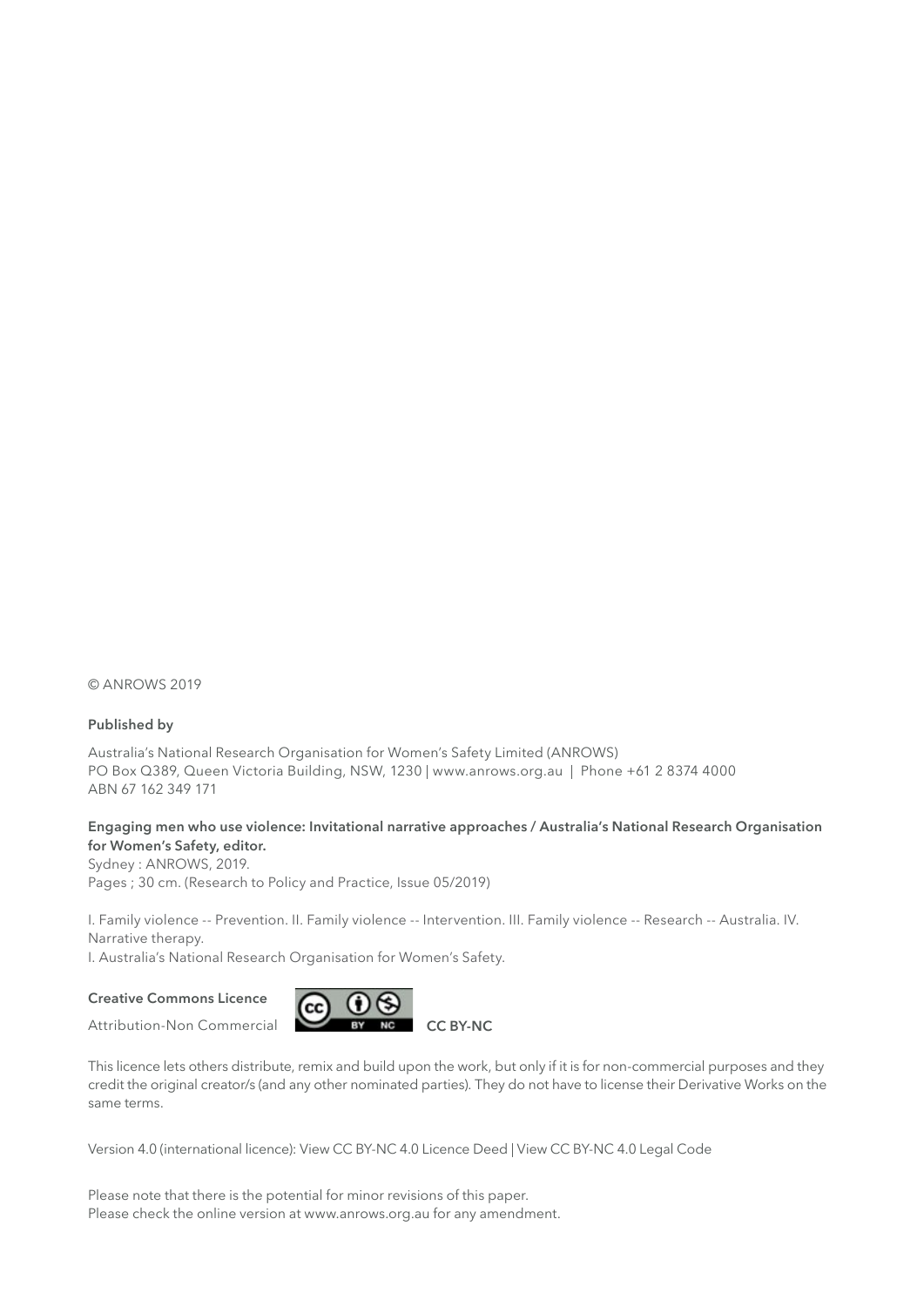© ANROWS 2019

**Published by**

Australia's National Research Organisation for Women's Safety Limited (ANROWS)
PO Box Q389, Queen Victoria Building, NSW, 1230 | www.anrows.org.au | Phone +61 2 8374 4000
ABN 67 162 349 171

**Engaging men who use violence: Invitational narrative approaches / Australia's National Research Organisation for Women's Safety, editor.**
Sydney : ANROWS, 2019.
Pages ; 30 cm. (Research to Policy and Practice, Issue 05/2019)

I. Family violence -- Prevention. II. Family violence -- Intervention. III. Family violence -- Research -- Australia. IV. Narrative therapy.
I. Australia's National Research Organisation for Women's Safety.

**Creative Commons Licence**

Attribution-Non Commercial **CC BY-NC**

This licence lets others distribute, remix and build upon the work, but only if it is for non-commercial purposes and they credit the original creator/s (and any other nominated parties). They do not have to license their Derivative Works on the same terms.

Version 4.0 (international licence): View CC BY-NC 4.0 Licence Deed | View CC BY-NC 4.0 Legal Code

Please note that there is the potential for minor revisions of this paper.
Please check the online version at www.anrows.org.au for any amendment.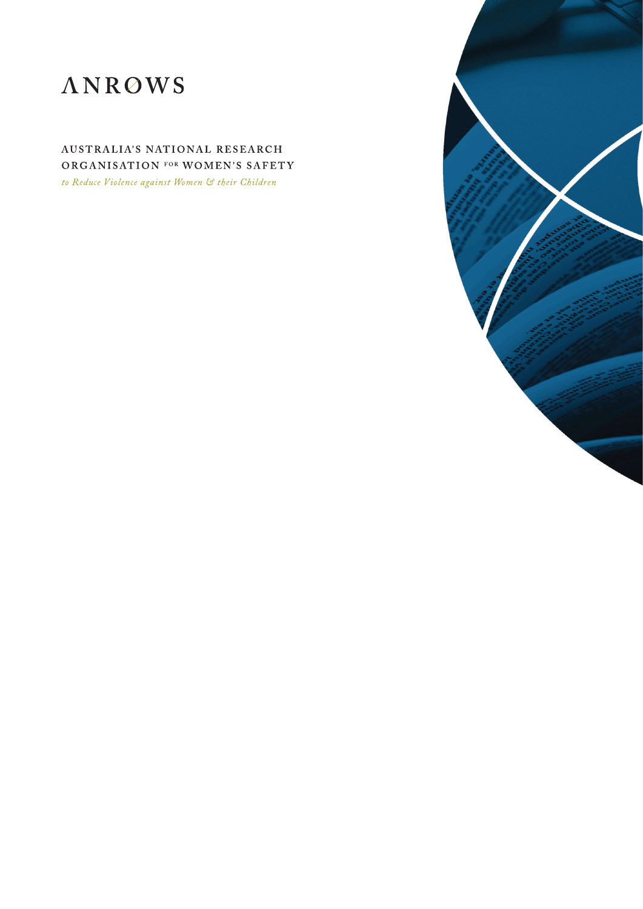# ANROWS

AUSTRALIA'S NATIONAL RESEARCH ORGANISATION FOR WOMEN'S SAFETY

*to Reduce Violence against Women & their Children*